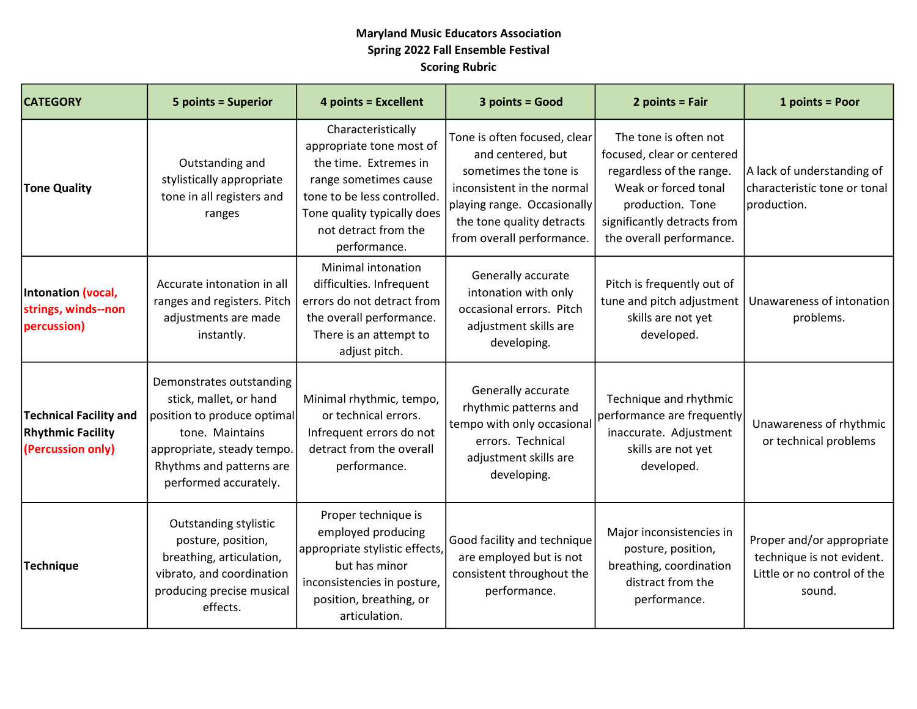# Maryland Music Educators Association
## Spring 2022 Fall Ensemble Festival
### Scoring Rubric

| CATEGORY | 5 points = Superior | 4 points = Excellent | 3 points = Good | 2 points = Fair | 1 points = Poor |
|---|---|---|---|---|---|
| **Tone Quality** | Outstanding and stylistically appropriate tone in all registers and ranges | Characteristically appropriate tone most of the time. Extremes in range sometimes cause tone to be less controlled. Tone quality typically does not detract from the performance. | Tone is often focused, clear and centered, but sometimes the tone is inconsistent in the normal playing range. Occasionally the tone quality detracts from overall performance. | The tone is often not focused, clear or centered regardless of the range. Weak or forced tonal production. Tone significantly detracts from the overall performance. | A lack of understanding of characteristic tone or tonal production. |
| **Intonation (vocal, strings, winds--non percussion)** | Accurate intonation in all ranges and registers. Pitch adjustments are made instantly. | Minimal intonation difficulties. Infrequent errors do not detract from the overall performance. There is an attempt to adjust pitch. | Generally accurate intonation with only occasional errors. Pitch adjustment skills are developing. | Pitch is frequently out of tune and pitch adjustment skills are not yet developed. | Unawareness of intonation problems. |
| **Technical Facility and Rhythmic Facility (Percussion only)** | Demonstrates outstanding stick, mallet, or hand position to produce optimal tone. Maintains appropriate, steady tempo. Rhythms and patterns are performed accurately. | Minimal rhythmic, tempo, or technical errors. Infrequent errors do not detract from the overall performance. | Generally accurate rhythmic patterns and tempo with only occasional errors. Technical adjustment skills are developing. | Technique and rhythmic performance are frequently inaccurate. Adjustment skills are not yet developed. | Unawareness of rhythmic or technical problems |
| **Technique** | Outstanding stylistic posture, position, breathing, articulation, vibrato, and coordination producing precise musical effects. | Proper technique is employed producing appropriate stylistic effects, but has minor inconsistencies in posture, position, breathing, or articulation. | Good facility and technique are employed but is not consistent throughout the performance. | Major inconsistencies in posture, position, breathing, coordination distract from the performance. | Proper and/or appropriate technique is not evident. Little or no control of the sound. |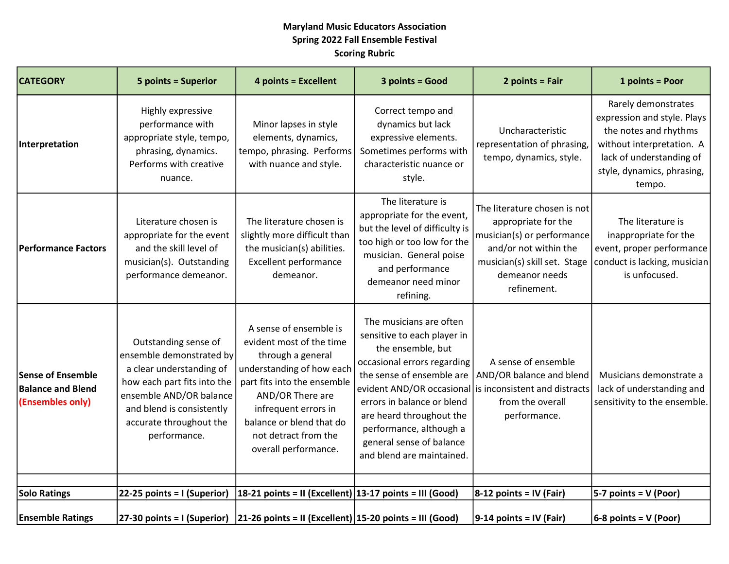**Maryland Music Educators Association**
**Spring 2022 Fall Ensemble Festival**
**Scoring Rubric**

| CATEGORY | 5 points = Superior | 4 points = Excellent | 3 points = Good | 2 points = Fair | 1 points = Poor |
|---|---|---|---|---|---|
| **Interpretation** | Highly expressive performance with appropriate style, tempo, phrasing, dynamics. Performs with creative nuance. | Minor lapses in style elements, dynamics, tempo, phrasing. Performs with nuance and style. | Correct tempo and dynamics but lack expressive elements. Sometimes performs with characteristic nuance or style. | Uncharacteristic representation of phrasing, tempo, dynamics, style. | Rarely demonstrates expression and style. Plays the notes and rhythms without interpretation. A lack of understanding of style, dynamics, phrasing, tempo. |
| **Performance Factors** | Literature chosen is appropriate for the event and the skill level of musician(s). Outstanding performance demeanor. | The literature chosen is slightly more difficult than the musician(s) abilities. Excellent performance demeanor. | The literature is appropriate for the event, but the level of difficulty is too high or too low for the musician. General poise and performance demeanor need minor refining. | The literature chosen is not appropriate for the musician(s) or performance and/or not within the musician(s) skill set. Stage demeanor needs refinement. | The literature is inappropriate for the event, proper performance conduct is lacking, musician is unfocused. |
| **Sense of Ensemble Balance and Blend (Ensembles only)** | Outstanding sense of ensemble demonstrated by a clear understanding of how each part fits into the ensemble AND/OR balance and blend is consistently accurate throughout the performance. | A sense of ensemble is evident most of the time through a general understanding of how each part fits into the ensemble AND/OR There are infrequent errors in balance or blend that do not detract from the overall performance. | The musicians are often sensitive to each player in the ensemble, but occasional errors regarding the sense of ensemble are evident AND/OR occasional errors in balance or blend are heard throughout the performance, although a general sense of balance and blend are maintained. | A sense of ensemble AND/OR balance and blend is inconsistent and distracts from the overall performance. | Musicians demonstrate a lack of understanding and sensitivity to the ensemble. |
| | | | | | |
| **Solo Ratings** | **22-25 points = I (Superior)** | **18-21 points = II (Excellent)** | **13-17 points = III (Good)** | **8-12 points = IV (Fair)** | **5-7 points = V (Poor)** |
| **Ensemble Ratings** | **27-30 points = I (Superior)** | **21-26 points = II (Excellent)** | **15-20 points = III (Good)** | **9-14 points = IV (Fair)** | **6-8 points = V (Poor)** |